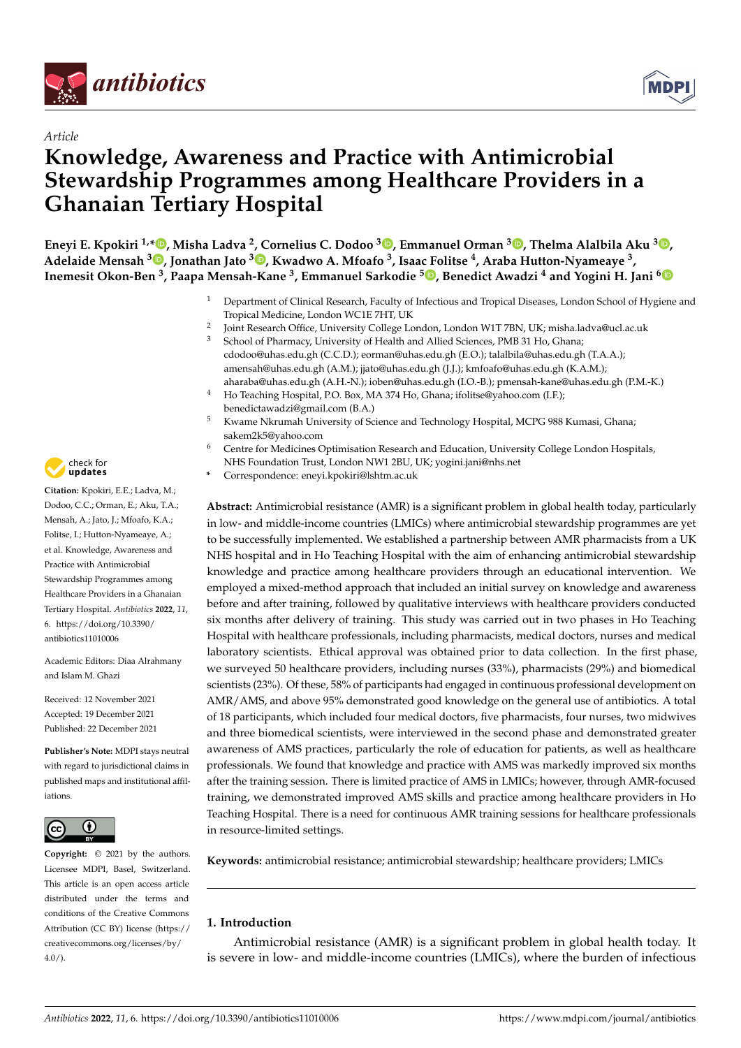Article

# Knowledge, Awareness and Practice with Antimicrobial Stewardship Programmes among Healthcare Providers in a Ghanaian Tertiary Hospital

**Eneyi E. Kpokiri [1,*], Misha Ladva [2], Cornelius C. Dodoo [3], Emmanuel Orman [3], Thelma Alalbila Aku [3], Adelaide Mensah [3], Jonathan Jato [3], Kwadwo A. Mfoafo [3], Isaac Folitse [4], Araba Hutton-Nyameaye [3], Inemesit Okon-Ben [3], Paapa Mensah-Kane [3], Emmanuel Sarkodie [5], Benedict Awadzi [4] and Yogini H. Jani [6]**

1 Department of Clinical Research, Faculty of Infectious and Tropical Diseases, London School of Hygiene and Tropical Medicine, London WC1E 7HT, UK
2 Joint Research Office, University College London, London W1T 7BN, UK; misha.ladva@ucl.ac.uk
3 School of Pharmacy, University of Health and Allied Sciences, PMB 31 Ho, Ghana; cdodoo@uhas.edu.gh (C.C.D.); eorman@uhas.edu.gh (E.O.); talalbila@uhas.edu.gh (T.A.A.); amensah@uhas.edu.gh (A.M.); jjato@uhas.edu.gh (J.J.); kmfoafo@uhas.edu.gh (K.A.M.); aharaba@uhas.edu.gh (A.H.-N.); ioben@uhas.edu.gh (I.O.-B.); pmensah-kane@uhas.edu.gh (P.M.-K.)
4 Ho Teaching Hospital, P.O. Box, MA 374 Ho, Ghana; ifolitse@yahoo.com (I.F.); benedictawadzi@gmail.com (B.A.)
5 Kwame Nkrumah University of Science and Technology Hospital, MCPG 988 Kumasi, Ghana; sakem2k5@yahoo.com
6 Centre for Medicines Optimisation Research and Education, University College London Hospitals, NHS Foundation Trust, London NW1 2BU, UK; yogini.jani@nhs.net
* Correspondence: eneyi.kpokiri@lshtm.ac.uk

**Citation:** Kpokiri, E.E.; Ladva, M.; Dodoo, C.C.; Orman, E.; Aku, T.A.; Mensah, A.; Jato, J.; Mfoafo, K.A.; Folitse, I.; Hutton-Nyameaye, A.; et al. Knowledge, Awareness and Practice with Antimicrobial Stewardship Programmes among Healthcare Providers in a Ghanaian Tertiary Hospital. *Antibiotics* **2022**, *11*, 6. https://doi.org/10.3390/antibiotics11010006

Academic Editors: Diaa Alrahmany and Islam M. Ghazi

Received: 12 November 2021
Accepted: 19 December 2021
Published: 22 December 2021

**Publisher's Note:** MDPI stays neutral with regard to jurisdictional claims in published maps and institutional affiliations.

**Copyright:** © 2021 by the authors. Licensee MDPI, Basel, Switzerland. This article is an open access article distributed under the terms and conditions of the Creative Commons Attribution (CC BY) license (https://creativecommons.org/licenses/by/4.0/).

**Abstract:** Antimicrobial resistance (AMR) is a significant problem in global health today, particularly in low- and middle-income countries (LMICs) where antimicrobial stewardship programmes are yet to be successfully implemented. We established a partnership between AMR pharmacists from a UK NHS hospital and in Ho Teaching Hospital with the aim of enhancing antimicrobial stewardship knowledge and practice among healthcare providers through an educational intervention. We employed a mixed-method approach that included an initial survey on knowledge and awareness before and after training, followed by qualitative interviews with healthcare providers conducted six months after delivery of training. This study was carried out in two phases in Ho Teaching Hospital with healthcare professionals, including pharmacists, medical doctors, nurses and medical laboratory scientists. Ethical approval was obtained prior to data collection. In the first phase, we surveyed 50 healthcare providers, including nurses (33%), pharmacists (29%) and biomedical scientists (23%). Of these, 58% of participants had engaged in continuous professional development on AMR/AMS, and above 95% demonstrated good knowledge on the general use of antibiotics. A total of 18 participants, which included four medical doctors, five pharmacists, four nurses, two midwives and three biomedical scientists, were interviewed in the second phase and demonstrated greater awareness of AMS practices, particularly the role of education for patients, as well as healthcare professionals. We found that knowledge and practice with AMS was markedly improved six months after the training session. There is limited practice of AMS in LMICs; however, through AMR-focused training, we demonstrated improved AMS skills and practice among healthcare providers in Ho Teaching Hospital. There is a need for continuous AMR training sessions for healthcare professionals in resource-limited settings.

**Keywords:** antimicrobial resistance; antimicrobial stewardship; healthcare providers; LMICs

## 1. Introduction

Antimicrobial resistance (AMR) is a significant problem in global health today. It is severe in low- and middle-income countries (LMICs), where the burden of infectious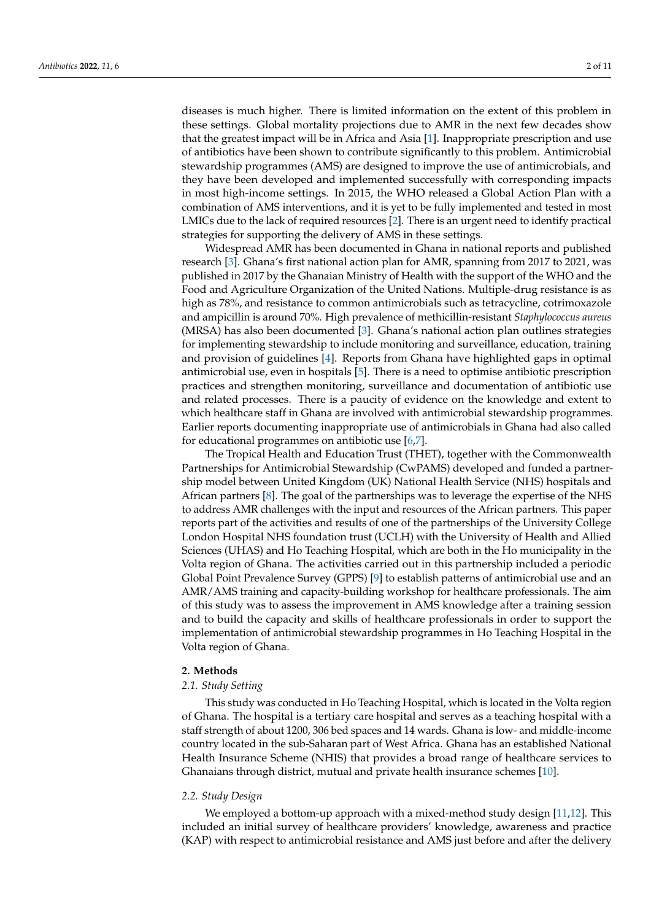diseases is much higher. There is limited information on the extent of this problem in these settings. Global mortality projections due to AMR in the next few decades show that the greatest impact will be in Africa and Asia [1]. Inappropriate prescription and use of antibiotics have been shown to contribute significantly to this problem. Antimicrobial stewardship programmes (AMS) are designed to improve the use of antimicrobials, and they have been developed and implemented successfully with corresponding impacts in most high-income settings. In 2015, the WHO released a Global Action Plan with a combination of AMS interventions, and it is yet to be fully implemented and tested in most LMICs due to the lack of required resources [2]. There is an urgent need to identify practical strategies for supporting the delivery of AMS in these settings.

Widespread AMR has been documented in Ghana in national reports and published research [3]. Ghana's first national action plan for AMR, spanning from 2017 to 2021, was published in 2017 by the Ghanaian Ministry of Health with the support of the WHO and the Food and Agriculture Organization of the United Nations. Multiple-drug resistance is as high as 78%, and resistance to common antimicrobials such as tetracycline, cotrimoxazole and ampicillin is around 70%. High prevalence of methicillin-resistant *Staphylococcus aureus* (MRSA) has also been documented [3]. Ghana's national action plan outlines strategies for implementing stewardship to include monitoring and surveillance, education, training and provision of guidelines [4]. Reports from Ghana have highlighted gaps in optimal antimicrobial use, even in hospitals [5]. There is a need to optimise antibiotic prescription practices and strengthen monitoring, surveillance and documentation of antibiotic use and related processes. There is a paucity of evidence on the knowledge and extent to which healthcare staff in Ghana are involved with antimicrobial stewardship programmes. Earlier reports documenting inappropriate use of antimicrobials in Ghana had also called for educational programmes on antibiotic use [6,7].

The Tropical Health and Education Trust (THET), together with the Commonwealth Partnerships for Antimicrobial Stewardship (CwPAMS) developed and funded a partnership model between United Kingdom (UK) National Health Service (NHS) hospitals and African partners [8]. The goal of the partnerships was to leverage the expertise of the NHS to address AMR challenges with the input and resources of the African partners. This paper reports part of the activities and results of one of the partnerships of the University College London Hospital NHS foundation trust (UCLH) with the University of Health and Allied Sciences (UHAS) and Ho Teaching Hospital, which are both in the Ho municipality in the Volta region of Ghana. The activities carried out in this partnership included a periodic Global Point Prevalence Survey (GPPS) [9] to establish patterns of antimicrobial use and an AMR/AMS training and capacity-building workshop for healthcare professionals. The aim of this study was to assess the improvement in AMS knowledge after a training session and to build the capacity and skills of healthcare professionals in order to support the implementation of antimicrobial stewardship programmes in Ho Teaching Hospital in the Volta region of Ghana.

## 2. Methods

### 2.1. Study Setting

This study was conducted in Ho Teaching Hospital, which is located in the Volta region of Ghana. The hospital is a tertiary care hospital and serves as a teaching hospital with a staff strength of about 1200, 306 bed spaces and 14 wards. Ghana is low- and middle-income country located in the sub-Saharan part of West Africa. Ghana has an established National Health Insurance Scheme (NHIS) that provides a broad range of healthcare services to Ghanaians through district, mutual and private health insurance schemes [10].

### 2.2. Study Design

We employed a bottom-up approach with a mixed-method study design [11,12]. This included an initial survey of healthcare providers' knowledge, awareness and practice (KAP) with respect to antimicrobial resistance and AMS just before and after the delivery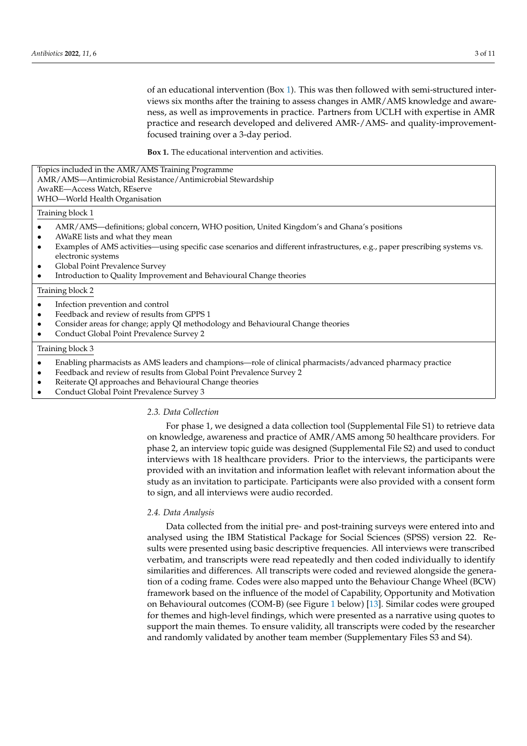of an educational intervention (Box 1). This was then followed with semi-structured interviews six months after the training to assess changes in AMR/AMS knowledge and awareness, as well as improvements in practice. Partners from UCLH with expertise in AMR practice and research developed and delivered AMR-/AMS- and quality-improvement-focused training over a 3-day period.

**Box 1.** The educational intervention and activities.

Topics included in the AMR/AMS Training Programme
AMR/AMS—Antimicrobial Resistance/Antimicrobial Stewardship
AwaRE—Access Watch, REserve
WHO—World Health Organisation

Training block 1

- AMR/AMS—definitions; global concern, WHO position, United Kingdom's and Ghana's positions
- AWaRE lists and what they mean
- Examples of AMS activities—using specific case scenarios and different infrastructures, e.g., paper prescribing systems vs. electronic systems
- Global Point Prevalence Survey
- Introduction to Quality Improvement and Behavioural Change theories

Training block 2

- Infection prevention and control
- Feedback and review of results from GPPS 1
- Consider areas for change; apply QI methodology and Behavioural Change theories
- Conduct Global Point Prevalence Survey 2

Training block 3

- Enabling pharmacists as AMS leaders and champions—role of clinical pharmacists/advanced pharmacy practice
- Feedback and review of results from Global Point Prevalence Survey 2
- Reiterate QI approaches and Behavioural Change theories
- Conduct Global Point Prevalence Survey 3

### 2.3. Data Collection

For phase 1, we designed a data collection tool (Supplemental File S1) to retrieve data on knowledge, awareness and practice of AMR/AMS among 50 healthcare providers. For phase 2, an interview topic guide was designed (Supplemental File S2) and used to conduct interviews with 18 healthcare providers. Prior to the interviews, the participants were provided with an invitation and information leaflet with relevant information about the study as an invitation to participate. Participants were also provided with a consent form to sign, and all interviews were audio recorded.

### 2.4. Data Analysis

Data collected from the initial pre- and post-training surveys were entered into and analysed using the IBM Statistical Package for Social Sciences (SPSS) version 22. Results were presented using basic descriptive frequencies. All interviews were transcribed verbatim, and transcripts were read repeatedly and then coded individually to identify similarities and differences. All transcripts were coded and reviewed alongside the generation of a coding frame. Codes were also mapped unto the Behaviour Change Wheel (BCW) framework based on the influence of the model of Capability, Opportunity and Motivation on Behavioural outcomes (COM-B) (see Figure 1 below) [13]. Similar codes were grouped for themes and high-level findings, which were presented as a narrative using quotes to support the main themes. To ensure validity, all transcripts were coded by the researcher and randomly validated by another team member (Supplementary Files S3 and S4).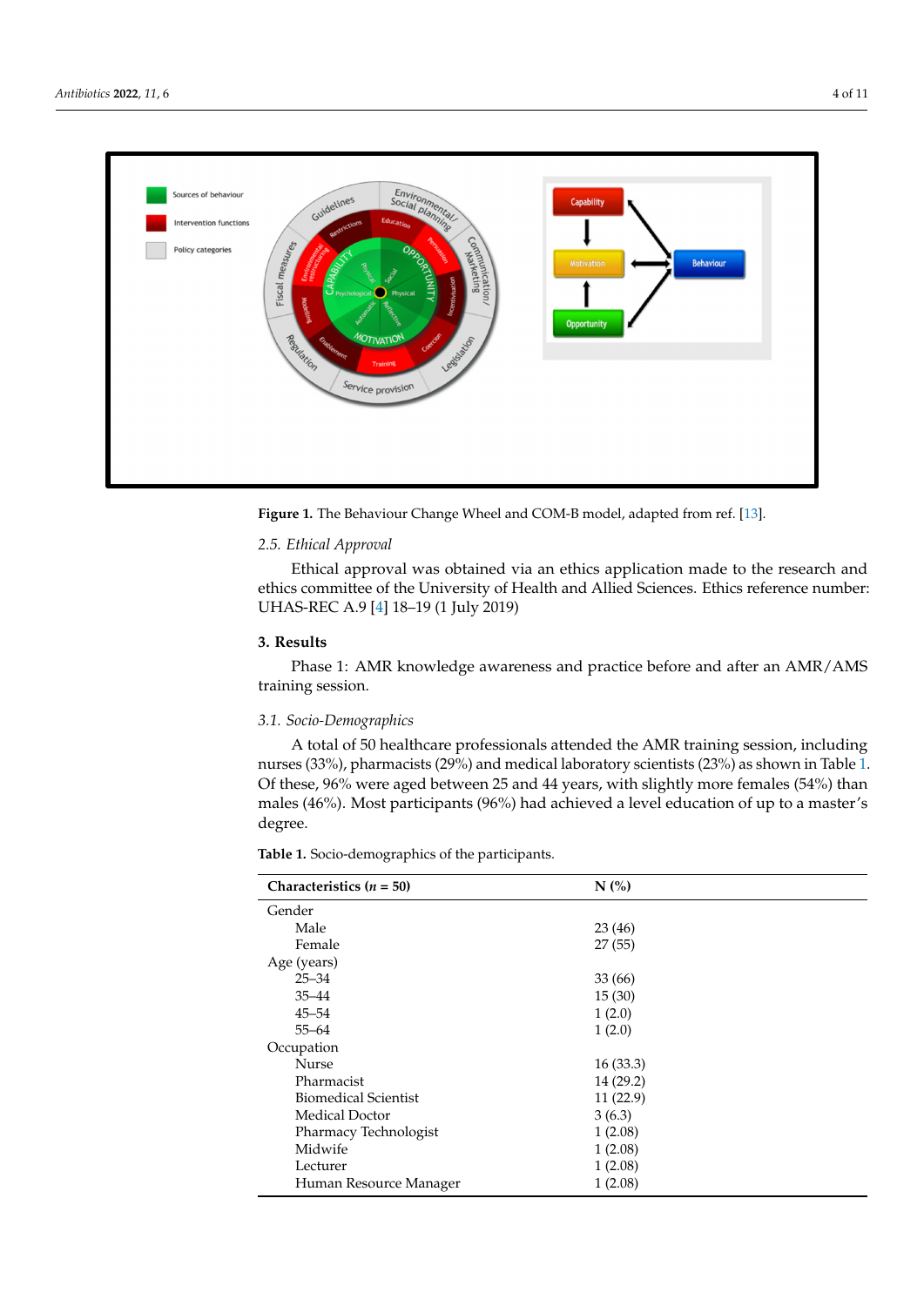Figure 1. The Behaviour Change Wheel and COM-B model, adapted from ref. [13].

### 2.5. Ethical Approval

Ethical approval was obtained via an ethics application made to the research and ethics committee of the University of Health and Allied Sciences. Ethics reference number: UHAS-REC A.9 [4] 18–19 (1 July 2019)

## 3. Results

Phase 1: AMR knowledge awareness and practice before and after an AMR/AMS training session.

### 3.1. Socio-Demographics

A total of 50 healthcare professionals attended the AMR training session, including nurses (33%), pharmacists (29%) and medical laboratory scientists (23%) as shown in Table 1. Of these, 96% were aged between 25 and 44 years, with slightly more females (54%) than males (46%). Most participants (96%) had achieved a level education of up to a master's degree.

**Table 1.** Socio-demographics of the participants.

| Characteristics (*n* = 50) | N (%) |
|---|---|
| Gender | |
| Male | 23 (46) |
| Female | 27 (55) |
| Age (years) | |
| 25–34 | 33 (66) |
| 35–44 | 15 (30) |
| 45–54 | 1 (2.0) |
| 55–64 | 1 (2.0) |
| Occupation | |
| Nurse | 16 (33.3) |
| Pharmacist | 14 (29.2) |
| Biomedical Scientist | 11 (22.9) |
| Medical Doctor | 3 (6.3) |
| Pharmacy Technologist | 1 (2.08) |
| Midwife | 1 (2.08) |
| Lecturer | 1 (2.08) |
| Human Resource Manager | 1 (2.08) |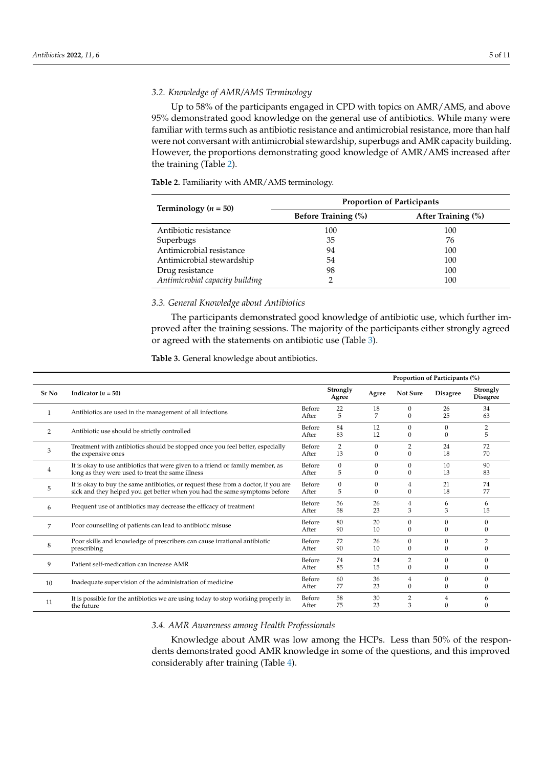### 3.2. Knowledge of AMR/AMS Terminology

Up to 58% of the participants engaged in CPD with topics on AMR/AMS, and above 95% demonstrated good knowledge on the general use of antibiotics. While many were familiar with terms such as antibiotic resistance and antimicrobial resistance, more than half were not conversant with antimicrobial stewardship, superbugs and AMR capacity building. However, the proportions demonstrating good knowledge of AMR/AMS increased after the training (Table 2).

**Table 2.** Familiarity with AMR/AMS terminology.

| Terminology ($n$ = 50) | Proportion of Participants | |
|---|---|---|
| | **Before Training (%)** | **After Training (%)** |
| Antibiotic resistance | 100 | 100 |
| Superbugs | 35 | 76 |
| Antimicrobial resistance | 94 | 100 |
| Antimicrobial stewardship | 54 | 100 |
| Drug resistance | 98 | 100 |
| *Antimicrobial capacity building* | 2 | 100 |

### 3.3. General Knowledge about Antibiotics

The participants demonstrated good knowledge of antibiotic use, which further improved after the training sessions. The majority of the participants either strongly agreed or agreed with the statements on antibiotic use (Table 3).

**Table 3.** General knowledge about antibiotics.

| Sr No | Indicator ($n$ = 50) | | Proportion of Participants (%) | | | | |
|---|---|---|---|---|---|---|---|
| | | | **Strongly Agree** | **Agree** | **Not Sure** | **Disagree** | **Strongly Disagree** |
| 1 | Antibiotics are used in the management of all infections | Before | 22 | 18 | 0 | 26 | 34 |
| | | After | 5 | 7 | 0 | 25 | 63 |
| 2 | Antibiotic use should be strictly controlled | Before | 84 | 12 | 0 | 0 | 2 |
| | | After | 83 | 12 | 0 | 0 | 5 |
| 3 | Treatment with antibiotics should be stopped once you feel better, especially the expensive ones | Before | 2 | 0 | 2 | 24 | 72 |
| | | After | 13 | 0 | 0 | 18 | 70 |
| 4 | It is okay to use antibiotics that were given to a friend or family member, as long as they were used to treat the same illness | Before | 0 | 0 | 0 | 10 | 90 |
| | | After | 5 | 0 | 0 | 13 | 83 |
| 5 | It is okay to buy the same antibiotics, or request these from a doctor, if you are sick and they helped you get better when you had the same symptoms before | Before | 0 | 0 | 4 | 21 | 74 |
| | | After | 5 | 0 | 0 | 18 | 77 |
| 6 | Frequent use of antibiotics may decrease the efficacy of treatment | Before | 56 | 26 | 4 | 6 | 6 |
| | | After | 58 | 23 | 3 | 3 | 15 |
| 7 | Poor counselling of patients can lead to antibiotic misuse | Before | 80 | 20 | 0 | 0 | 0 |
| | | After | 90 | 10 | 0 | 0 | 0 |
| 8 | Poor skills and knowledge of prescribers can cause irrational antibiotic prescribing | Before | 72 | 26 | 0 | 0 | 2 |
| | | After | 90 | 10 | 0 | 0 | 0 |
| 9 | Patient self-medication can increase AMR | Before | 74 | 24 | 2 | 0 | 0 |
| | | After | 85 | 15 | 0 | 0 | 0 |
| 10 | Inadequate supervision of the administration of medicine | Before | 60 | 36 | 4 | 0 | 0 |
| | | After | 77 | 23 | 0 | 0 | 0 |
| 11 | It is possible for the antibiotics we are using today to stop working properly in the future | Before | 58 | 30 | 2 | 4 | 6 |
| | | After | 75 | 23 | 3 | 0 | 0 |

### 3.4. AMR Awareness among Health Professionals

Knowledge about AMR was low among the HCPs. Less than 50% of the respondents demonstrated good AMR knowledge in some of the questions, and this improved considerably after training (Table 4).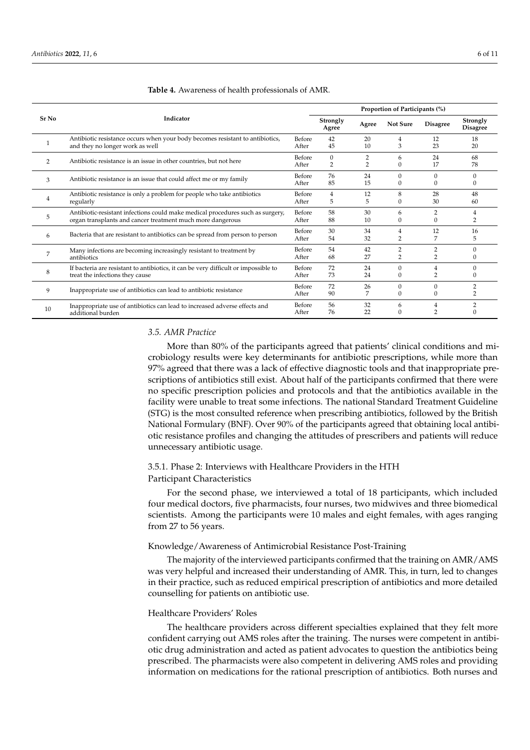**Table 4.** Awareness of health professionals of AMR.

| Sr No | Indicator | | Proportion of Participants (%) | | | | |
|---|---|---|---|---|---|---|---|
| | | | Strongly Agree | Agree | Not Sure | Disagree | Strongly Disagree |
| 1 | Antibiotic resistance occurs when your body becomes resistant to antibiotics, and they no longer work as well | Before | 42 | 20 | 4 | 12 | 18 |
| | | After | 45 | 10 | 3 | 23 | 20 |
| 2 | Antibiotic resistance is an issue in other countries, but not here | Before | 0 | 2 | 6 | 24 | 68 |
| | | After | 2 | 2 | 0 | 17 | 78 |
| 3 | Antibiotic resistance is an issue that could affect me or my family | Before | 76 | 24 | 0 | 0 | 0 |
| | | After | 85 | 15 | 0 | 0 | 0 |
| 4 | Antibiotic resistance is only a problem for people who take antibiotics regularly | Before | 4 | 12 | 8 | 28 | 48 |
| | | After | 5 | 5 | 0 | 30 | 60 |
| 5 | Antibiotic-resistant infections could make medical procedures such as surgery, organ transplants and cancer treatment much more dangerous | Before | 58 | 30 | 6 | 2 | 4 |
| | | After | 88 | 10 | 0 | 0 | 2 |
| 6 | Bacteria that are resistant to antibiotics can be spread from person to person | Before | 30 | 34 | 4 | 12 | 16 |
| | | After | 54 | 32 | 2 | 7 | 5 |
| 7 | Many infections are becoming increasingly resistant to treatment by antibiotics | Before | 54 | 42 | 2 | 2 | 0 |
| | | After | 68 | 27 | 2 | 2 | 0 |
| 8 | If bacteria are resistant to antibiotics, it can be very difficult or impossible to treat the infections they cause | Before | 72 | 24 | 0 | 4 | 0 |
| | | After | 73 | 24 | 0 | 2 | 0 |
| 9 | Inappropriate use of antibiotics can lead to antibiotic resistance | Before | 72 | 26 | 0 | 0 | 2 |
| | | After | 90 | 7 | 0 | 0 | 2 |
| 10 | Inappropriate use of antibiotics can lead to increased adverse effects and additional burden | Before | 56 | 32 | 6 | 4 | 2 |
| | | After | 76 | 22 | 0 | 2 | 0 |

### *3.5. AMR Practice*

More than 80% of the participants agreed that patients' clinical conditions and microbiology results were key determinants for antibiotic prescriptions, while more than 97% agreed that there was a lack of effective diagnostic tools and that inappropriate prescriptions of antibiotics still exist. About half of the participants confirmed that there were no specific prescription policies and protocols and that the antibiotics available in the facility were unable to treat some infections. The national Standard Treatment Guideline (STG) is the most consulted reference when prescribing antibiotics, followed by the British National Formulary (BNF). Over 90% of the participants agreed that obtaining local antibiotic resistance profiles and changing the attitudes of prescribers and patients will reduce unnecessary antibiotic usage.

#### 3.5.1. Phase 2: Interviews with Healthcare Providers in the HTH

##### Participant Characteristics

For the second phase, we interviewed a total of 18 participants, which included four medical doctors, five pharmacists, four nurses, two midwives and three biomedical scientists. Among the participants were 10 males and eight females, with ages ranging from 27 to 56 years.

##### Knowledge/Awareness of Antimicrobial Resistance Post-Training

The majority of the interviewed participants confirmed that the training on AMR/AMS was very helpful and increased their understanding of AMR. This, in turn, led to changes in their practice, such as reduced empirical prescription of antibiotics and more detailed counselling for patients on antibiotic use.

##### Healthcare Providers' Roles

The healthcare providers across different specialties explained that they felt more confident carrying out AMS roles after the training. The nurses were competent in antibiotic drug administration and acted as patient advocates to question the antibiotics being prescribed. The pharmacists were also competent in delivering AMS roles and providing information on medications for the rational prescription of antibiotics. Both nurses and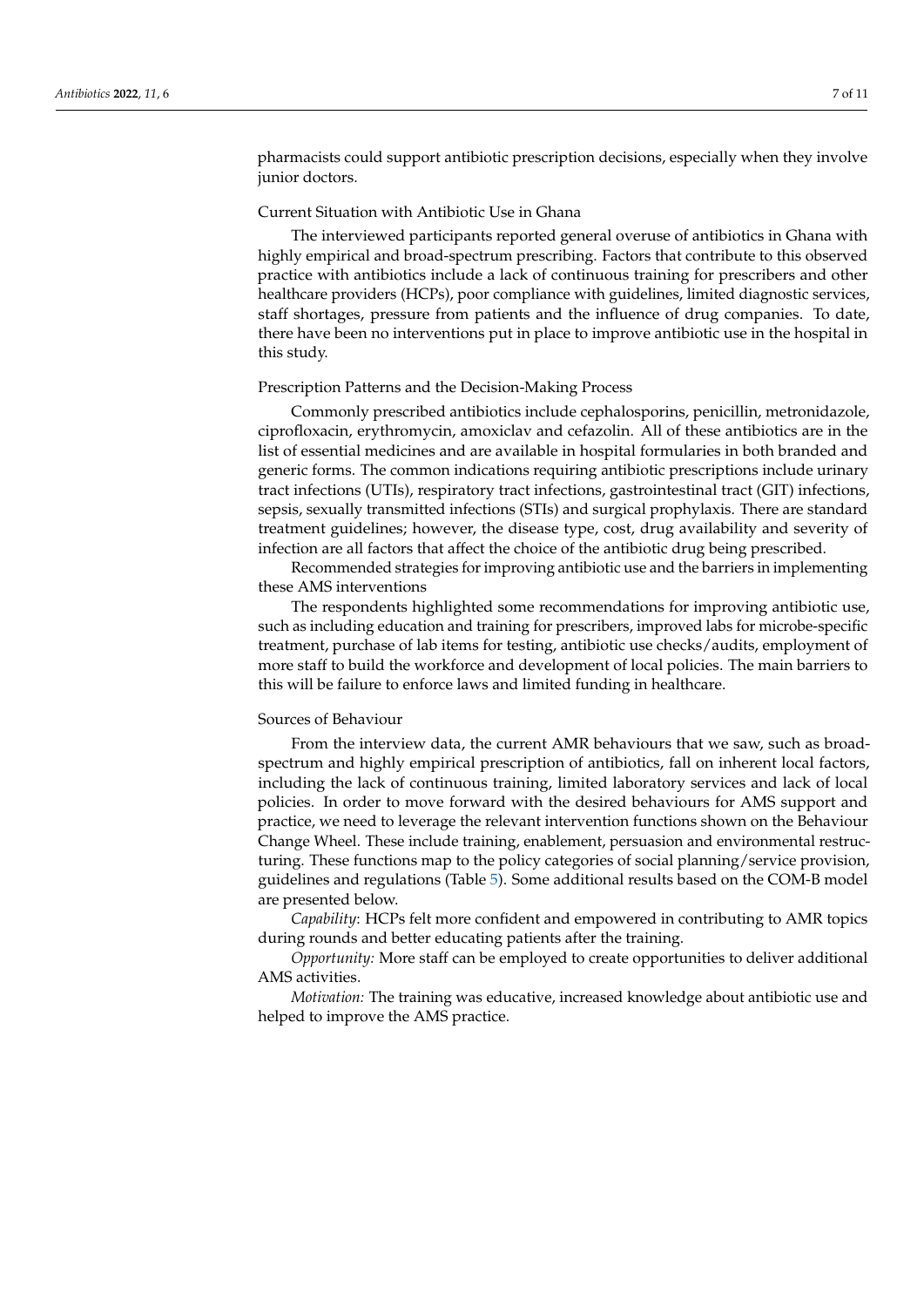pharmacists could support antibiotic prescription decisions, especially when they involve junior doctors.

#### Current Situation with Antibiotic Use in Ghana

The interviewed participants reported general overuse of antibiotics in Ghana with highly empirical and broad-spectrum prescribing. Factors that contribute to this observed practice with antibiotics include a lack of continuous training for prescribers and other healthcare providers (HCPs), poor compliance with guidelines, limited diagnostic services, staff shortages, pressure from patients and the influence of drug companies. To date, there have been no interventions put in place to improve antibiotic use in the hospital in this study.

#### Prescription Patterns and the Decision-Making Process

Commonly prescribed antibiotics include cephalosporins, penicillin, metronidazole, ciprofloxacin, erythromycin, amoxiclav and cefazolin. All of these antibiotics are in the list of essential medicines and are available in hospital formularies in both branded and generic forms. The common indications requiring antibiotic prescriptions include urinary tract infections (UTIs), respiratory tract infections, gastrointestinal tract (GIT) infections, sepsis, sexually transmitted infections (STIs) and surgical prophylaxis. There are standard treatment guidelines; however, the disease type, cost, drug availability and severity of infection are all factors that affect the choice of the antibiotic drug being prescribed.

Recommended strategies for improving antibiotic use and the barriers in implementing these AMS interventions

The respondents highlighted some recommendations for improving antibiotic use, such as including education and training for prescribers, improved labs for microbe-specific treatment, purchase of lab items for testing, antibiotic use checks/audits, employment of more staff to build the workforce and development of local policies. The main barriers to this will be failure to enforce laws and limited funding in healthcare.

#### Sources of Behaviour

From the interview data, the current AMR behaviours that we saw, such as broad-spectrum and highly empirical prescription of antibiotics, fall on inherent local factors, including the lack of continuous training, limited laboratory services and lack of local policies. In order to move forward with the desired behaviours for AMS support and practice, we need to leverage the relevant intervention functions shown on the Behaviour Change Wheel. These include training, enablement, persuasion and environmental restructuring. These functions map to the policy categories of social planning/service provision, guidelines and regulations (Table 5). Some additional results based on the COM-B model are presented below.

*Capability*: HCPs felt more confident and empowered in contributing to AMR topics during rounds and better educating patients after the training.

*Opportunity:* More staff can be employed to create opportunities to deliver additional AMS activities.

*Motivation:* The training was educative, increased knowledge about antibiotic use and helped to improve the AMS practice.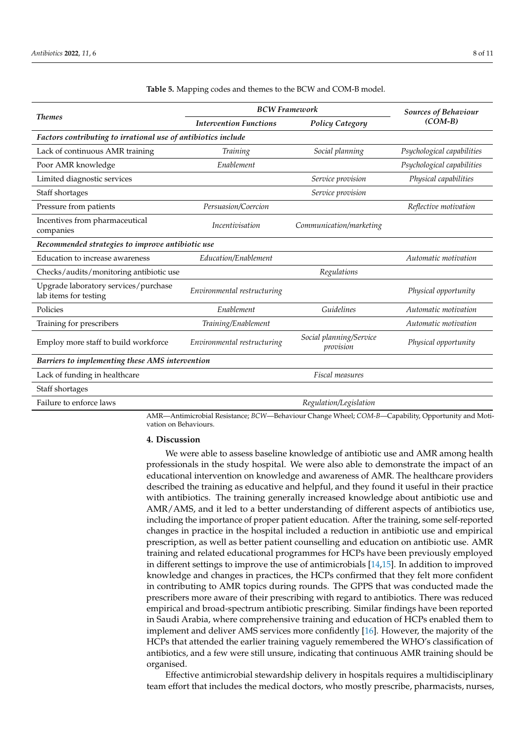**Table 5.** Mapping codes and themes to the BCW and COM-B model.

| *Themes* | *BCW Framework* | | *Sources of Behaviour (COM-B)* |
|---|---|---|---|
| | *Intervention Functions* | *Policy Category* | |
| ***Factors contributing to irrational use of antibiotics include*** | | | |
| Lack of continuous AMR training | *Training* | *Social planning* | *Psychological capabilities* |
| Poor AMR knowledge | *Enablement* | | *Psychological capabilities* |
| Limited diagnostic services | | *Service provision* | *Physical capabilities* |
| Staff shortages | | *Service provision* | |
| Pressure from patients | *Persuasion/Coercion* | | *Reflective motivation* |
| Incentives from pharmaceutical companies | *Incentivisation* | *Communication/marketing* | |
| ***Recommended strategies to improve antibiotic use*** | | | |
| Education to increase awareness | *Education/Enablement* | | *Automatic motivation* |
| Checks/audits/monitoring antibiotic use | | *Regulations* | |
| Upgrade laboratory services/purchase lab items for testing | *Environmental restructuring* | | *Physical opportunity* |
| Policies | *Enablement* | *Guidelines* | *Automatic motivation* |
| Training for prescribers | *Training/Enablement* | | *Automatic motivation* |
| Employ more staff to build workforce | *Environmental restructuring* | *Social planning/Service provision* | *Physical opportunity* |
| ***Barriers to implementing these AMS intervention*** | | | |
| Lack of funding in healthcare | | *Fiscal measures* | |
| Staff shortages | | | |
| Failure to enforce laws | | *Regulation/Legislation* | |

AMR—Antimicrobial Resistance; *BCW*—Behaviour Change Wheel; *COM-B*—Capability, Opportunity and Motivation on Behaviours.

## 4. Discussion

We were able to assess baseline knowledge of antibiotic use and AMR among health professionals in the study hospital. We were also able to demonstrate the impact of an educational intervention on knowledge and awareness of AMR. The healthcare providers described the training as educative and helpful, and they found it useful in their practice with antibiotics. The training generally increased knowledge about antibiotic use and AMR/AMS, and it led to a better understanding of different aspects of antibiotics use, including the importance of proper patient education. After the training, some self-reported changes in practice in the hospital included a reduction in antibiotic use and empirical prescription, as well as better patient counselling and education on antibiotic use. AMR training and related educational programmes for HCPs have been previously employed in different settings to improve the use of antimicrobials [14,15]. In addition to improved knowledge and changes in practices, the HCPs confirmed that they felt more confident in contributing to AMR topics during rounds. The GPPS that was conducted made the prescribers more aware of their prescribing with regard to antibiotics. There was reduced empirical and broad-spectrum antibiotic prescribing. Similar findings have been reported in Saudi Arabia, where comprehensive training and education of HCPs enabled them to implement and deliver AMS services more confidently [16]. However, the majority of the HCPs that attended the earlier training vaguely remembered the WHO's classification of antibiotics, and a few were still unsure, indicating that continuous AMR training should be organised.

Effective antimicrobial stewardship delivery in hospitals requires a multidisciplinary team effort that includes the medical doctors, who mostly prescribe, pharmacists, nurses,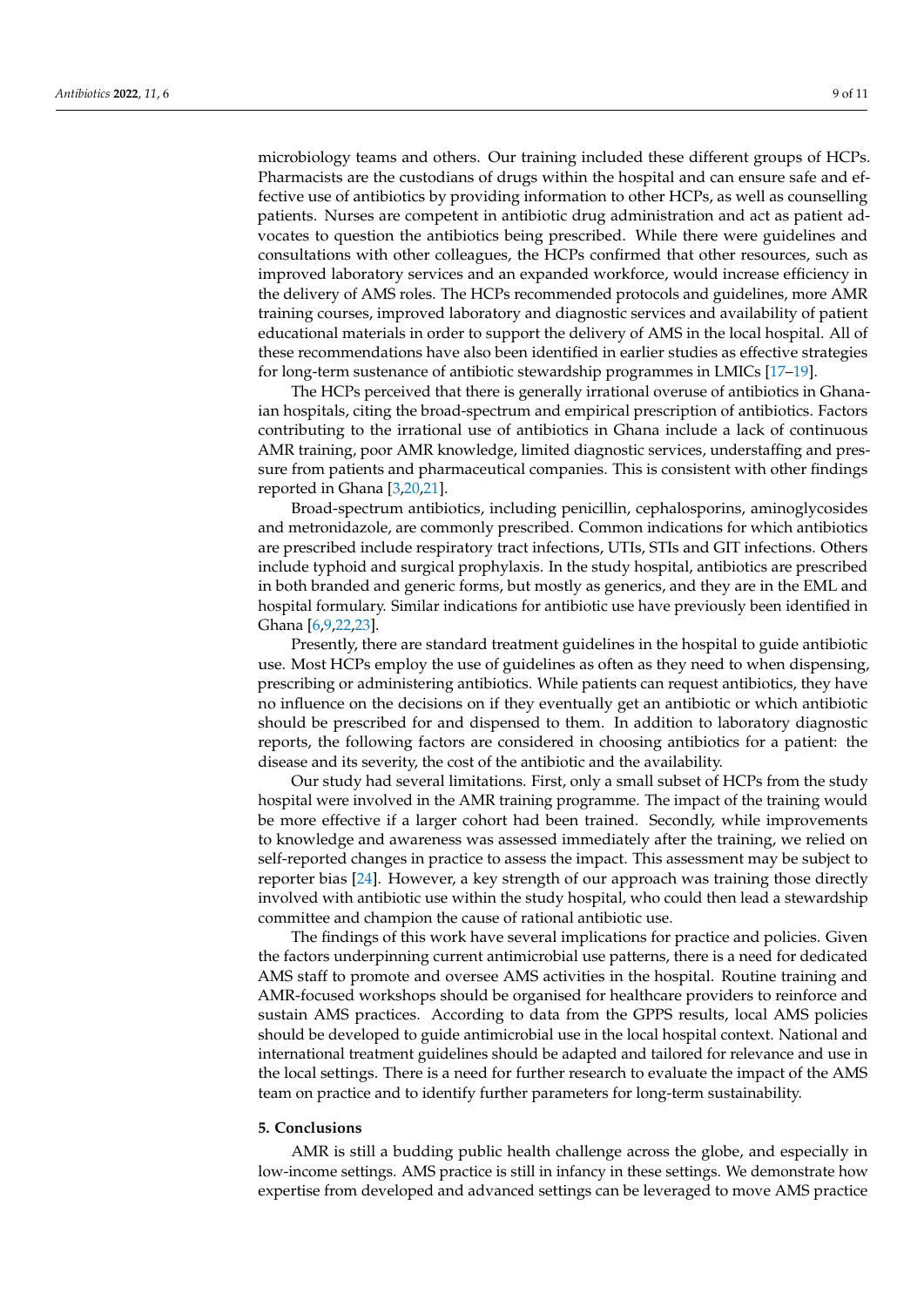microbiology teams and others. Our training included these different groups of HCPs. Pharmacists are the custodians of drugs within the hospital and can ensure safe and effective use of antibiotics by providing information to other HCPs, as well as counselling patients. Nurses are competent in antibiotic drug administration and act as patient advocates to question the antibiotics being prescribed. While there were guidelines and consultations with other colleagues, the HCPs confirmed that other resources, such as improved laboratory services and an expanded workforce, would increase efficiency in the delivery of AMS roles. The HCPs recommended protocols and guidelines, more AMR training courses, improved laboratory and diagnostic services and availability of patient educational materials in order to support the delivery of AMS in the local hospital. All of these recommendations have also been identified in earlier studies as effective strategies for long-term sustenance of antibiotic stewardship programmes in LMICs [17–19].

The HCPs perceived that there is generally irrational overuse of antibiotics in Ghanaian hospitals, citing the broad-spectrum and empirical prescription of antibiotics. Factors contributing to the irrational use of antibiotics in Ghana include a lack of continuous AMR training, poor AMR knowledge, limited diagnostic services, understaffing and pressure from patients and pharmaceutical companies. This is consistent with other findings reported in Ghana [3,20,21].

Broad-spectrum antibiotics, including penicillin, cephalosporins, aminoglycosides and metronidazole, are commonly prescribed. Common indications for which antibiotics are prescribed include respiratory tract infections, UTIs, STIs and GIT infections. Others include typhoid and surgical prophylaxis. In the study hospital, antibiotics are prescribed in both branded and generic forms, but mostly as generics, and they are in the EML and hospital formulary. Similar indications for antibiotic use have previously been identified in Ghana [6,9,22,23].

Presently, there are standard treatment guidelines in the hospital to guide antibiotic use. Most HCPs employ the use of guidelines as often as they need to when dispensing, prescribing or administering antibiotics. While patients can request antibiotics, they have no influence on the decisions on if they eventually get an antibiotic or which antibiotic should be prescribed for and dispensed to them. In addition to laboratory diagnostic reports, the following factors are considered in choosing antibiotics for a patient: the disease and its severity, the cost of the antibiotic and the availability.

Our study had several limitations. First, only a small subset of HCPs from the study hospital were involved in the AMR training programme. The impact of the training would be more effective if a larger cohort had been trained. Secondly, while improvements to knowledge and awareness was assessed immediately after the training, we relied on self-reported changes in practice to assess the impact. This assessment may be subject to reporter bias [24]. However, a key strength of our approach was training those directly involved with antibiotic use within the study hospital, who could then lead a stewardship committee and champion the cause of rational antibiotic use.

The findings of this work have several implications for practice and policies. Given the factors underpinning current antimicrobial use patterns, there is a need for dedicated AMS staff to promote and oversee AMS activities in the hospital. Routine training and AMR-focused workshops should be organised for healthcare providers to reinforce and sustain AMS practices. According to data from the GPPS results, local AMS policies should be developed to guide antimicrobial use in the local hospital context. National and international treatment guidelines should be adapted and tailored for relevance and use in the local settings. There is a need for further research to evaluate the impact of the AMS team on practice and to identify further parameters for long-term sustainability.

## 5. Conclusions

AMR is still a budding public health challenge across the globe, and especially in low-income settings. AMS practice is still in infancy in these settings. We demonstrate how expertise from developed and advanced settings can be leveraged to move AMS practice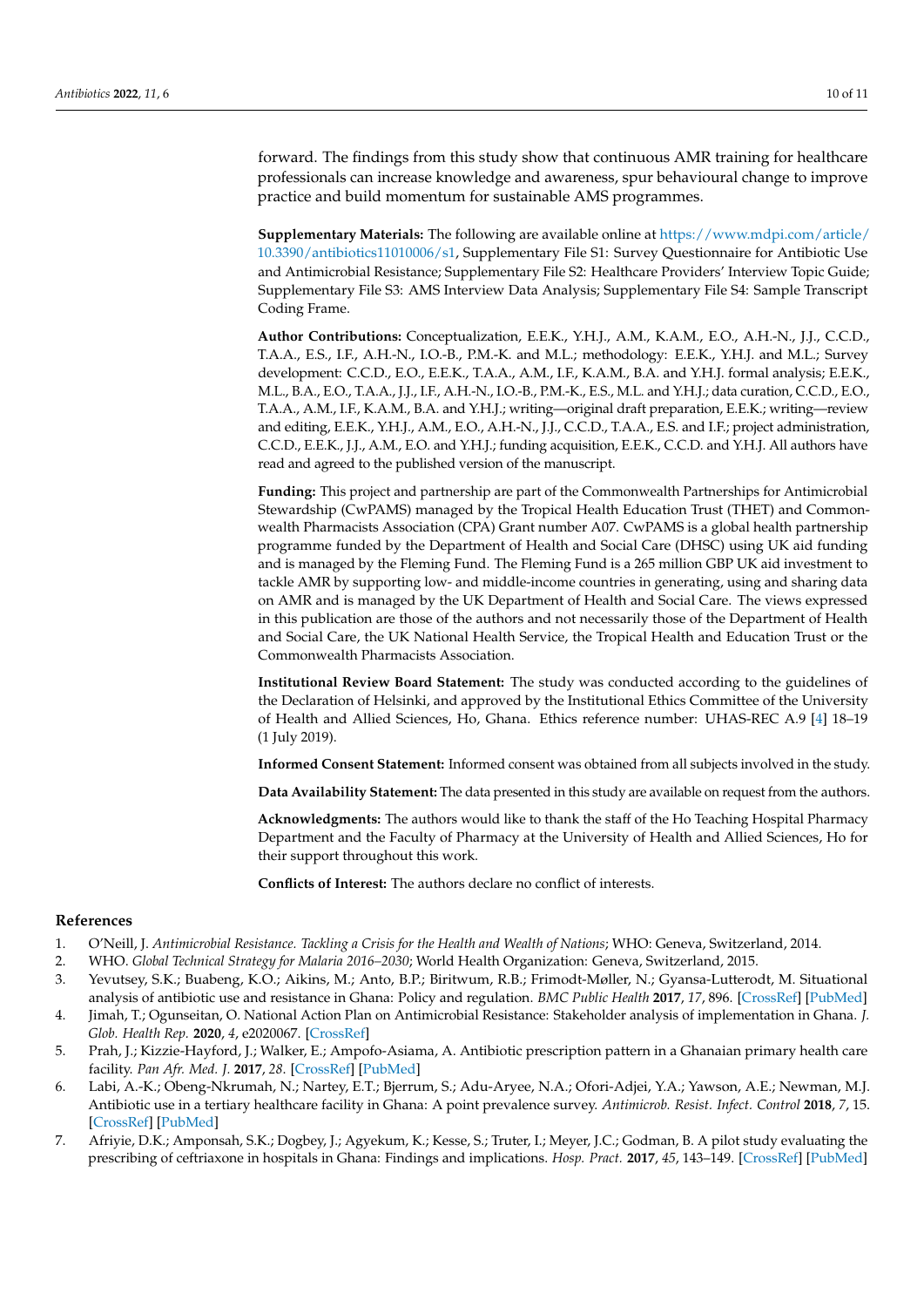forward. The findings from this study show that continuous AMR training for healthcare professionals can increase knowledge and awareness, spur behavioural change to improve practice and build momentum for sustainable AMS programmes.

**Supplementary Materials:** The following are available online at https://www.mdpi.com/article/10.3390/antibiotics11010006/s1, Supplementary File S1: Survey Questionnaire for Antibiotic Use and Antimicrobial Resistance; Supplementary File S2: Healthcare Providers' Interview Topic Guide; Supplementary File S3: AMS Interview Data Analysis; Supplementary File S4: Sample Transcript Coding Frame.

**Author Contributions:** Conceptualization, E.E.K., Y.H.J., A.M., K.A.M., E.O., A.H.-N., J.J., C.C.D., T.A.A., E.S., I.F., A.H.-N., I.O.-B., P.M.-K. and M.L.; methodology: E.E.K., Y.H.J. and M.L.; Survey development: C.C.D., E.O., E.E.K., T.A.A., A.M., I.F., K.A.M., B.A. and Y.H.J. formal analysis; E.E.K., M.L., B.A., E.O., T.A.A., J.J., I.F., A.H.-N., I.O.-B., P.M.-K., E.S., M.L. and Y.H.J.; data curation, C.C.D., E.O., T.A.A., A.M., I.F., K.A.M., B.A. and Y.H.J.; writing—original draft preparation, E.E.K.; writing—review and editing, E.E.K., Y.H.J., A.M., E.O., A.H.-N., J.J., C.C.D., T.A.A., E.S. and I.F.; project administration, C.C.D., E.E.K., J.J., A.M., E.O. and Y.H.J.; funding acquisition, E.E.K., C.C.D. and Y.H.J. All authors have read and agreed to the published version of the manuscript.

**Funding:** This project and partnership are part of the Commonwealth Partnerships for Antimicrobial Stewardship (CwPAMS) managed by the Tropical Health Education Trust (THET) and Commonwealth Pharmacists Association (CPA) Grant number A07. CwPAMS is a global health partnership programme funded by the Department of Health and Social Care (DHSC) using UK aid funding and is managed by the Fleming Fund. The Fleming Fund is a 265 million GBP UK aid investment to tackle AMR by supporting low- and middle-income countries in generating, using and sharing data on AMR and is managed by the UK Department of Health and Social Care. The views expressed in this publication are those of the authors and not necessarily those of the Department of Health and Social Care, the UK National Health Service, the Tropical Health and Education Trust or the Commonwealth Pharmacists Association.

**Institutional Review Board Statement:** The study was conducted according to the guidelines of the Declaration of Helsinki, and approved by the Institutional Ethics Committee of the University of Health and Allied Sciences, Ho, Ghana. Ethics reference number: UHAS-REC A.9 [4] 18–19 (1 July 2019).

**Informed Consent Statement:** Informed consent was obtained from all subjects involved in the study.

**Data Availability Statement:** The data presented in this study are available on request from the authors.

**Acknowledgments:** The authors would like to thank the staff of the Ho Teaching Hospital Pharmacy Department and the Faculty of Pharmacy at the University of Health and Allied Sciences, Ho for their support throughout this work.

**Conflicts of Interest:** The authors declare no conflict of interests.

## References

1. O'Neill, J. *Antimicrobial Resistance. Tackling a Crisis for the Health and Wealth of Nations*; WHO: Geneva, Switzerland, 2014.
2. WHO. *Global Technical Strategy for Malaria 2016–2030*; World Health Organization: Geneva, Switzerland, 2015.
3. Yevutsey, S.K.; Buabeng, K.O.; Aikins, M.; Anto, B.P.; Biritwum, R.B.; Frimodt-Møller, N.; Gyansa-Lutterodt, M. Situational analysis of antibiotic use and resistance in Ghana: Policy and regulation. *BMC Public Health* **2017**, *17*, 896. [CrossRef] [PubMed]
4. Jimah, T.; Ogunseitan, O. National Action Plan on Antimicrobial Resistance: Stakeholder analysis of implementation in Ghana. *J. Glob. Health Rep.* **2020**, *4*, e2020067. [CrossRef]
5. Prah, J.; Kizzie-Hayford, J.; Walker, E.; Ampofo-Asiama, A. Antibiotic prescription pattern in a Ghanaian primary health care facility. *Pan Afr. Med. J.* **2017**, *28*. [CrossRef] [PubMed]
6. Labi, A.-K.; Obeng-Nkrumah, N.; Nartey, E.T.; Bjerrum, S.; Adu-Aryee, N.A.; Ofori-Adjei, Y.A.; Yawson, A.E.; Newman, M.J. Antibiotic use in a tertiary healthcare facility in Ghana: A point prevalence survey. *Antimicrob. Resist. Infect. Control* **2018**, *7*, 15. [CrossRef] [PubMed]
7. Afriyie, D.K.; Amponsah, S.K.; Dogbey, J.; Agyekum, K.; Kesse, S.; Truter, I.; Meyer, J.C.; Godman, B. A pilot study evaluating the prescribing of ceftriaxone in hospitals in Ghana: Findings and implications. *Hosp. Pract.* **2017**, *45*, 143–149. [CrossRef] [PubMed]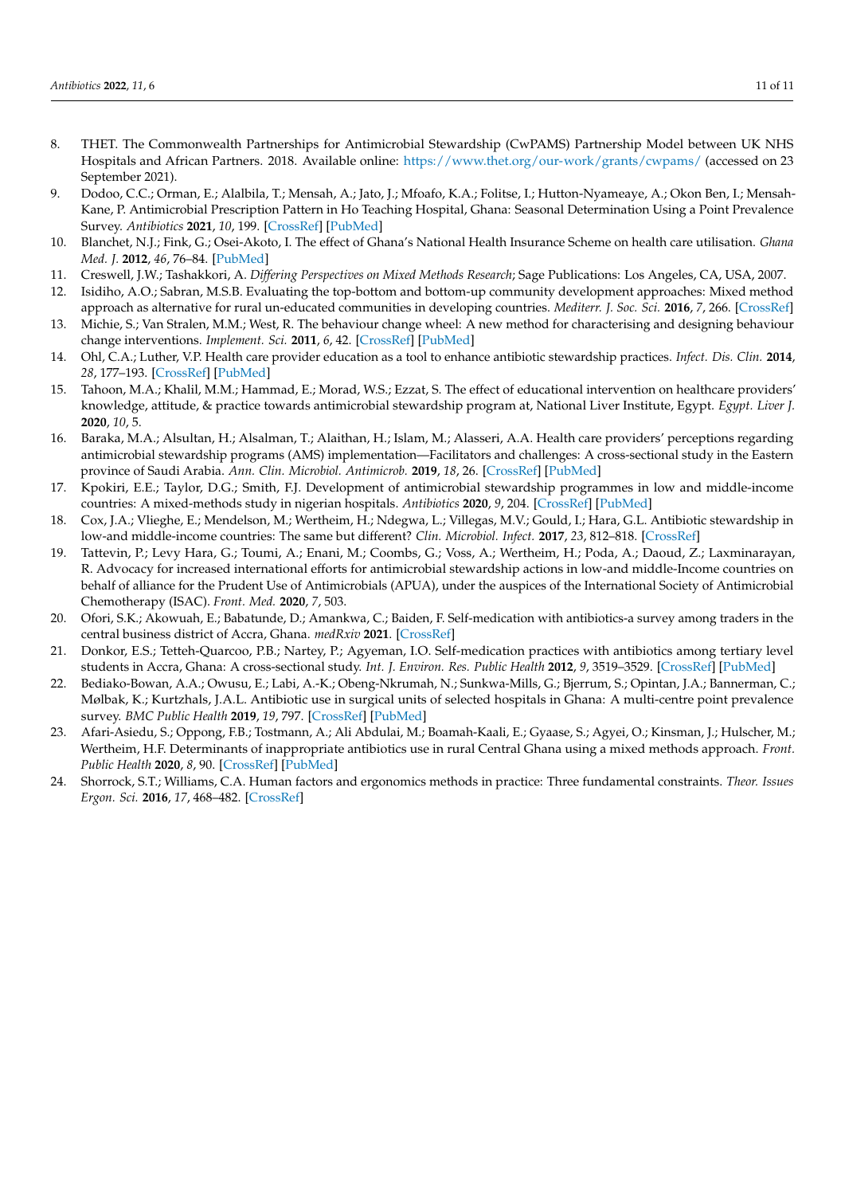8. THET. The Commonwealth Partnerships for Antimicrobial Stewardship (CwPAMS) Partnership Model between UK NHS Hospitals and African Partners. 2018. Available online: https://www.thet.org/our-work/grants/cwpams/ (accessed on 23 September 2021).
9. Dodoo, C.C.; Orman, E.; Alalbila, T.; Mensah, A.; Jato, J.; Mfoafo, K.A.; Folitse, I.; Hutton-Nyameaye, A.; Okon Ben, I.; Mensah-Kane, P. Antimicrobial Prescription Pattern in Ho Teaching Hospital, Ghana: Seasonal Determination Using a Point Prevalence Survey. *Antibiotics* **2021**, *10*, 199. [CrossRef] [PubMed]
10. Blanchet, N.J.; Fink, G.; Osei-Akoto, I. The effect of Ghana's National Health Insurance Scheme on health care utilisation. *Ghana Med. J.* **2012**, *46*, 76–84. [PubMed]
11. Creswell, J.W.; Tashakkori, A. *Differing Perspectives on Mixed Methods Research*; Sage Publications: Los Angeles, CA, USA, 2007.
12. Isidiho, A.O.; Sabran, M.S.B. Evaluating the top-bottom and bottom-up community development approaches: Mixed method approach as alternative for rural un-educated communities in developing countries. *Mediterr. J. Soc. Sci.* **2016**, *7*, 266. [CrossRef]
13. Michie, S.; Van Stralen, M.M.; West, R. The behaviour change wheel: A new method for characterising and designing behaviour change interventions. *Implement. Sci.* **2011**, *6*, 42. [CrossRef] [PubMed]
14. Ohl, C.A.; Luther, V.P. Health care provider education as a tool to enhance antibiotic stewardship practices. *Infect. Dis. Clin.* **2014**, *28*, 177–193. [CrossRef] [PubMed]
15. Tahoon, M.A.; Khalil, M.M.; Hammad, E.; Morad, W.S.; Ezzat, S. The effect of educational intervention on healthcare providers' knowledge, attitude, & practice towards antimicrobial stewardship program at, National Liver Institute, Egypt. *Egypt. Liver J.* **2020**, *10*, 5.
16. Baraka, M.A.; Alsultan, H.; Alsalman, T.; Alaithan, H.; Islam, M.; Alasseri, A.A. Health care providers' perceptions regarding antimicrobial stewardship programs (AMS) implementation—Facilitators and challenges: A cross-sectional study in the Eastern province of Saudi Arabia. *Ann. Clin. Microbiol. Antimicrob.* **2019**, *18*, 26. [CrossRef] [PubMed]
17. Kpokiri, E.E.; Taylor, D.G.; Smith, F.J. Development of antimicrobial stewardship programmes in low and middle-income countries: A mixed-methods study in nigerian hospitals. *Antibiotics* **2020**, *9*, 204. [CrossRef] [PubMed]
18. Cox, J.A.; Vlieghe, E.; Mendelson, M.; Wertheim, H.; Ndegwa, L.; Villegas, M.V.; Gould, I.; Hara, G.L. Antibiotic stewardship in low-and middle-income countries: The same but different? *Clin. Microbiol. Infect.* **2017**, *23*, 812–818. [CrossRef]
19. Tattevin, P.; Levy Hara, G.; Toumi, A.; Enani, M.; Coombs, G.; Voss, A.; Wertheim, H.; Poda, A.; Daoud, Z.; Laxminarayan, R. Advocacy for increased international efforts for antimicrobial stewardship actions in low-and middle-Income countries on behalf of alliance for the Prudent Use of Antimicrobials (APUA), under the auspices of the International Society of Antimicrobial Chemotherapy (ISAC). *Front. Med.* **2020**, *7*, 503.
20. Ofori, S.K.; Akowuah, E.; Babatunde, D.; Amankwa, C.; Baiden, F. Self-medication with antibiotics-a survey among traders in the central business district of Accra, Ghana. *medRxiv* **2021**. [CrossRef]
21. Donkor, E.S.; Tetteh-Quarcoo, P.B.; Nartey, P.; Agyeman, I.O. Self-medication practices with antibiotics among tertiary level students in Accra, Ghana: A cross-sectional study. *Int. J. Environ. Res. Public Health* **2012**, *9*, 3519–3529. [CrossRef] [PubMed]
22. Bediako-Bowan, A.A.; Owusu, E.; Labi, A.-K.; Obeng-Nkrumah, N.; Sunkwa-Mills, G.; Bjerrum, S.; Opintan, J.A.; Bannerman, C.; Mølbak, K.; Kurtzhals, J.A.L. Antibiotic use in surgical units of selected hospitals in Ghana: A multi-centre point prevalence survey. *BMC Public Health* **2019**, *19*, 797. [CrossRef] [PubMed]
23. Afari-Asiedu, S.; Oppong, F.B.; Tostmann, A.; Ali Abdulai, M.; Boamah-Kaali, E.; Gyaase, S.; Agyei, O.; Kinsman, J.; Hulscher, M.; Wertheim, H.F. Determinants of inappropriate antibiotics use in rural Central Ghana using a mixed methods approach. *Front. Public Health* **2020**, *8*, 90. [CrossRef] [PubMed]
24. Shorrock, S.T.; Williams, C.A. Human factors and ergonomics methods in practice: Three fundamental constraints. *Theor. Issues Ergon. Sci.* **2016**, *17*, 468–482. [CrossRef]